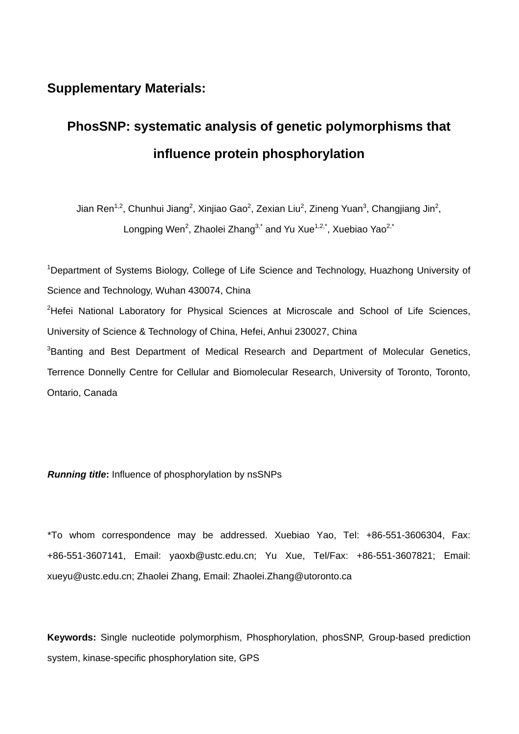**Supplementary Materials:**

# PhosSNP: systematic analysis of genetic polymorphisms that influence protein phosphorylation

Jian Ren[1,2], Chunhui Jiang[2], Xinjiao Gao[2], Zexian Liu[2], Zineng Yuan[3], Changjiang Jin[2], Longping Wen[2], Zhaolei Zhang[3,*] and Yu Xue[1,2,*], Xuebiao Yao[2,*]

[1]Department of Systems Biology, College of Life Science and Technology, Huazhong University of Science and Technology, Wuhan 430074, China

[2]Hefei National Laboratory for Physical Sciences at Microscale and School of Life Sciences, University of Science & Technology of China, Hefei, Anhui 230027, China

[3]Banting and Best Department of Medical Research and Department of Molecular Genetics, Terrence Donnelly Centre for Cellular and Biomolecular Research, University of Toronto, Toronto, Ontario, Canada

***Running title*:** Influence of phosphorylation by nsSNPs

*To whom correspondence may be addressed. Xuebiao Yao, Tel: +86-551-3606304, Fax: +86-551-3607141, Email: yaoxb@ustc.edu.cn; Yu Xue, Tel/Fax: +86-551-3607821; Email: xueyu@ustc.edu.cn; Zhaolei Zhang, Email: Zhaolei.Zhang@utoronto.ca

**Keywords:** Single nucleotide polymorphism, Phosphorylation, phosSNP, Group-based prediction system, kinase-specific phosphorylation site, GPS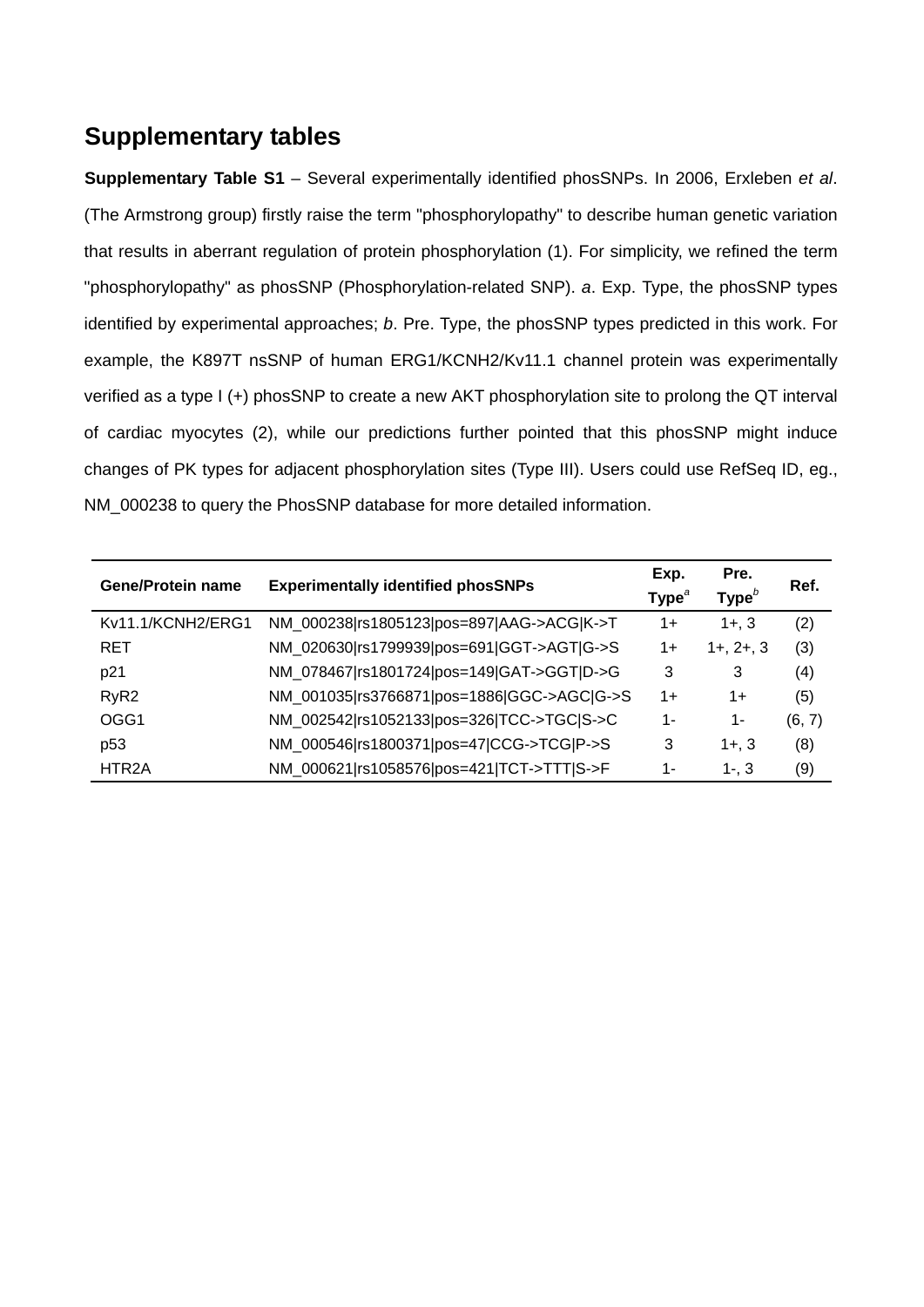## Supplementary tables

**Supplementary Table S1** – Several experimentally identified phosSNPs. In 2006, Erxleben *et al*. (The Armstrong group) firstly raise the term "phosphorylopathy" to describe human genetic variation that results in aberrant regulation of protein phosphorylation (1). For simplicity, we refined the term "phosphorylopathy" as phosSNP (Phosphorylation-related SNP). *a*. Exp. Type, the phosSNP types identified by experimental approaches; *b*. Pre. Type, the phosSNP types predicted in this work. For example, the K897T nsSNP of human ERG1/KCNH2/Kv11.1 channel protein was experimentally verified as a type I (+) phosSNP to create a new AKT phosphorylation site to prolong the QT interval of cardiac myocytes (2), while our predictions further pointed that this phosSNP might induce changes of PK types for adjacent phosphorylation sites (Type III). Users could use RefSeq ID, eg., NM_000238 to query the PhosSNP database for more detailed information.

| Gene/Protein name | Experimentally identified phosSNPs | Exp. Type[a] | Pre. Type[b] | Ref. |
|---|---|---|---|---|
| Kv11.1/KCNH2/ERG1 | NM_000238\|rs1805123\|pos=897\|AAG->ACG\|K->T | 1+ | 1+, 3 | (2) |
| RET | NM_020630\|rs1799939\|pos=691\|GGT->AGT\|G->S | 1+ | 1+, 2+, 3 | (3) |
| p21 | NM_078467\|rs1801724\|pos=149\|GAT->GGT\|D->G | 3 | 3 | (4) |
| RyR2 | NM_001035\|rs3766871\|pos=1886\|GGC->AGC\|G->S | 1+ | 1+ | (5) |
| OGG1 | NM_002542\|rs1052133\|pos=326\|TCC->TGC\|S->C | 1- | 1- | (6, 7) |
| p53 | NM_000546\|rs1800371\|pos=47\|CCG->TCG\|P->S | 3 | 1+, 3 | (8) |
| HTR2A | NM_000621\|rs1058576\|pos=421\|TCT->TTT\|S->F | 1- | 1-, 3 | (9) |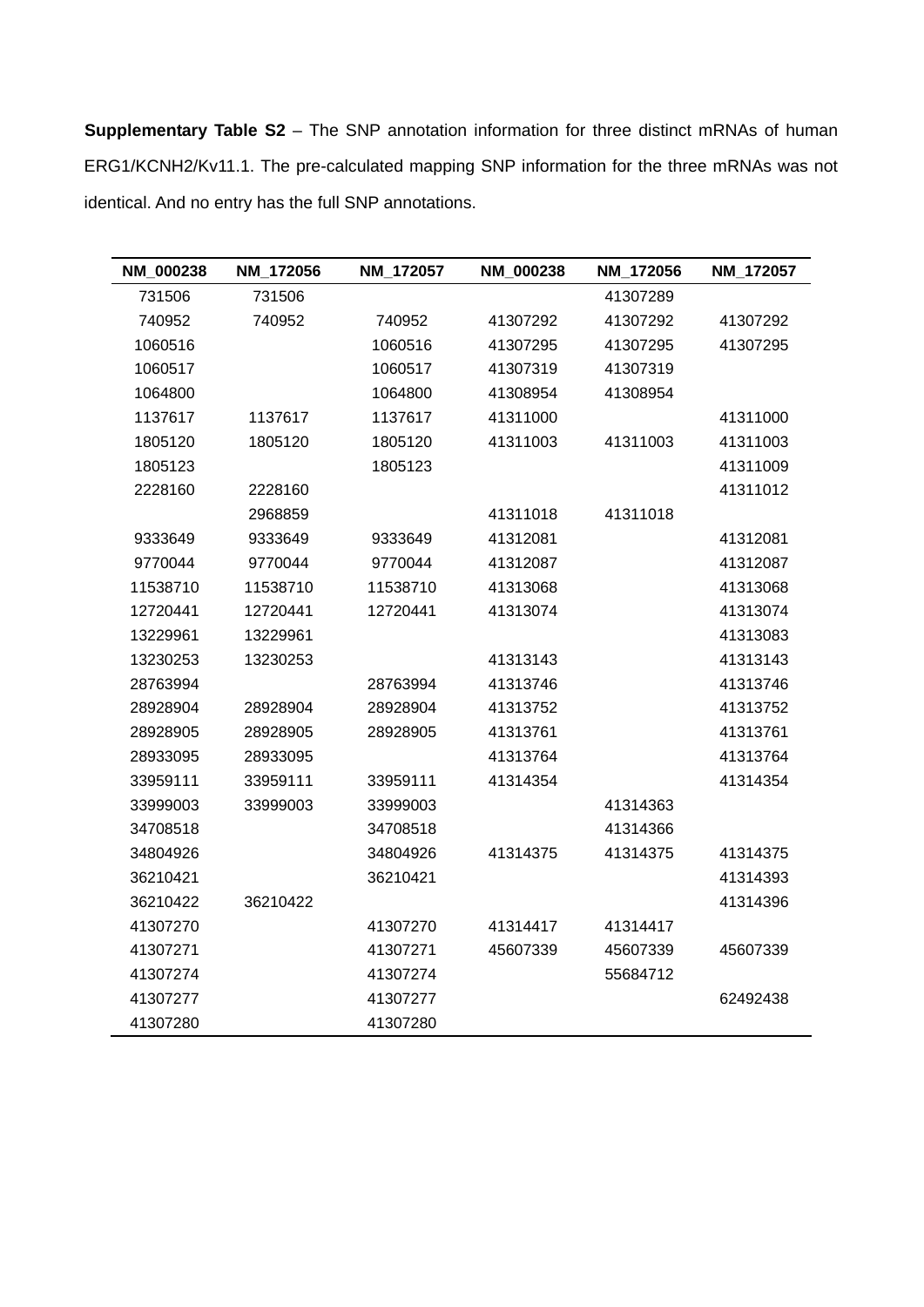**Supplementary Table S2** – The SNP annotation information for three distinct mRNAs of human ERG1/KCNH2/Kv11.1. The pre-calculated mapping SNP information for the three mRNAs was not identical. And no entry has the full SNP annotations.

| NM_000238 | NM_172056 | NM_172057 | NM_000238 | NM_172056 | NM_172057 |
|---|---|---|---|---|---|
| 731506 | 731506 | | | 41307289 | |
| 740952 | 740952 | 740952 | 41307292 | 41307292 | 41307292 |
| 1060516 | | 1060516 | 41307295 | 41307295 | 41307295 |
| 1060517 | | 1060517 | 41307319 | 41307319 | |
| 1064800 | | 1064800 | 41308954 | 41308954 | |
| 1137617 | 1137617 | 1137617 | 41311000 | | 41311000 |
| 1805120 | 1805120 | 1805120 | 41311003 | 41311003 | 41311003 |
| 1805123 | | 1805123 | | | 41311009 |
| 2228160 | 2228160 | | | | 41311012 |
| | 2968859 | | 41311018 | 41311018 | |
| 9333649 | 9333649 | 9333649 | 41312081 | | 41312081 |
| 9770044 | 9770044 | 9770044 | 41312087 | | 41312087 |
| 11538710 | 11538710 | 11538710 | 41313068 | | 41313068 |
| 12720441 | 12720441 | 12720441 | 41313074 | | 41313074 |
| 13229961 | 13229961 | | | | 41313083 |
| 13230253 | 13230253 | | 41313143 | | 41313143 |
| 28763994 | | 28763994 | 41313746 | | 41313746 |
| 28928904 | 28928904 | 28928904 | 41313752 | | 41313752 |
| 28928905 | 28928905 | 28928905 | 41313761 | | 41313761 |
| 28933095 | 28933095 | | 41313764 | | 41313764 |
| 33959111 | 33959111 | 33959111 | 41314354 | | 41314354 |
| 33999003 | 33999003 | 33999003 | | 41314363 | |
| 34708518 | | 34708518 | | 41314366 | |
| 34804926 | | 34804926 | 41314375 | 41314375 | 41314375 |
| 36210421 | | 36210421 | | | 41314393 |
| 36210422 | 36210422 | | | | 41314396 |
| 41307270 | | 41307270 | 41314417 | 41314417 | |
| 41307271 | | 41307271 | 45607339 | 45607339 | 45607339 |
| 41307274 | | 41307274 | | 55684712 | |
| 41307277 | | 41307277 | | | 62492438 |
| 41307280 | | 41307280 | | | |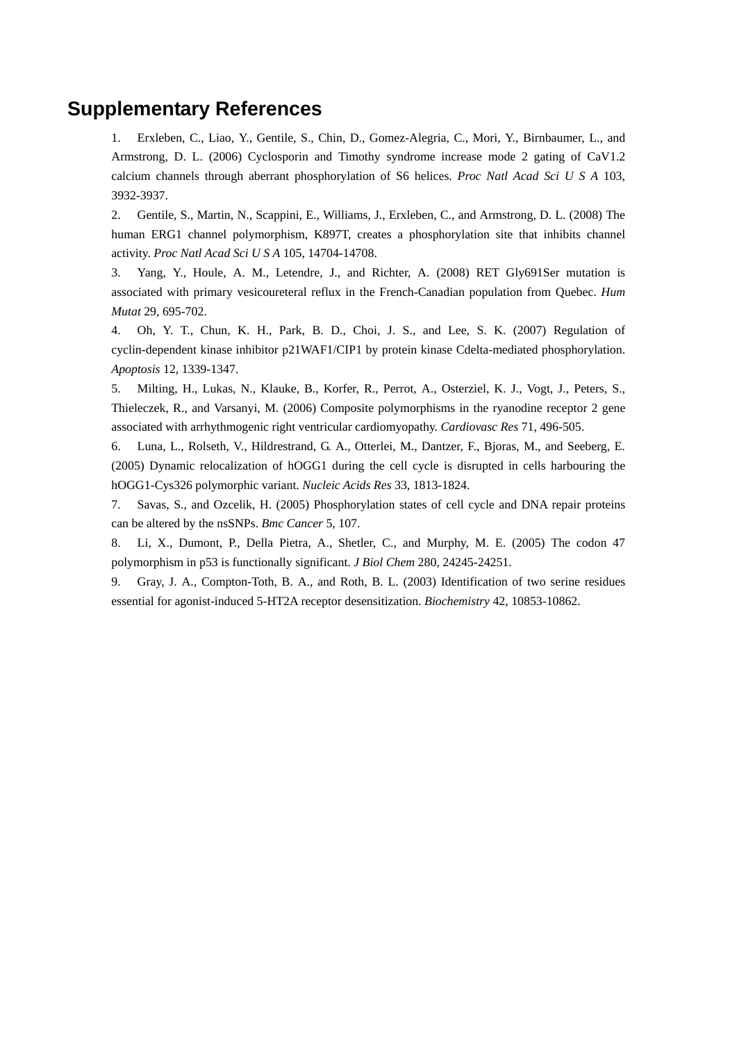## Supplementary References

1. Erxleben, C., Liao, Y., Gentile, S., Chin, D., Gomez-Alegria, C., Mori, Y., Birnbaumer, L., and Armstrong, D. L. (2006) Cyclosporin and Timothy syndrome increase mode 2 gating of CaV1.2 calcium channels through aberrant phosphorylation of S6 helices. *Proc Natl Acad Sci U S A* 103, 3932-3937.
2. Gentile, S., Martin, N., Scappini, E., Williams, J., Erxleben, C., and Armstrong, D. L. (2008) The human ERG1 channel polymorphism, K897T, creates a phosphorylation site that inhibits channel activity. *Proc Natl Acad Sci U S A* 105, 14704-14708.
3. Yang, Y., Houle, A. M., Letendre, J., and Richter, A. (2008) RET Gly691Ser mutation is associated with primary vesicoureteral reflux in the French-Canadian population from Quebec. *Hum Mutat* 29, 695-702.
4. Oh, Y. T., Chun, K. H., Park, B. D., Choi, J. S., and Lee, S. K. (2007) Regulation of cyclin-dependent kinase inhibitor p21WAF1/CIP1 by protein kinase Cdelta-mediated phosphorylation. *Apoptosis* 12, 1339-1347.
5. Milting, H., Lukas, N., Klauke, B., Korfer, R., Perrot, A., Osterziel, K. J., Vogt, J., Peters, S., Thieleczek, R., and Varsanyi, M. (2006) Composite polymorphisms in the ryanodine receptor 2 gene associated with arrhythmogenic right ventricular cardiomyopathy. *Cardiovasc Res* 71, 496-505.
6. Luna, L., Rolseth, V., Hildrestrand, G. A., Otterlei, M., Dantzer, F., Bjoras, M., and Seeberg, E. (2005) Dynamic relocalization of hOGG1 during the cell cycle is disrupted in cells harbouring the hOGG1-Cys326 polymorphic variant. *Nucleic Acids Res* 33, 1813-1824.
7. Savas, S., and Ozcelik, H. (2005) Phosphorylation states of cell cycle and DNA repair proteins can be altered by the nsSNPs. *Bmc Cancer* 5, 107.
8. Li, X., Dumont, P., Della Pietra, A., Shetler, C., and Murphy, M. E. (2005) The codon 47 polymorphism in p53 is functionally significant. *J Biol Chem* 280, 24245-24251.
9. Gray, J. A., Compton-Toth, B. A., and Roth, B. L. (2003) Identification of two serine residues essential for agonist-induced 5-HT2A receptor desensitization. *Biochemistry* 42, 10853-10862.